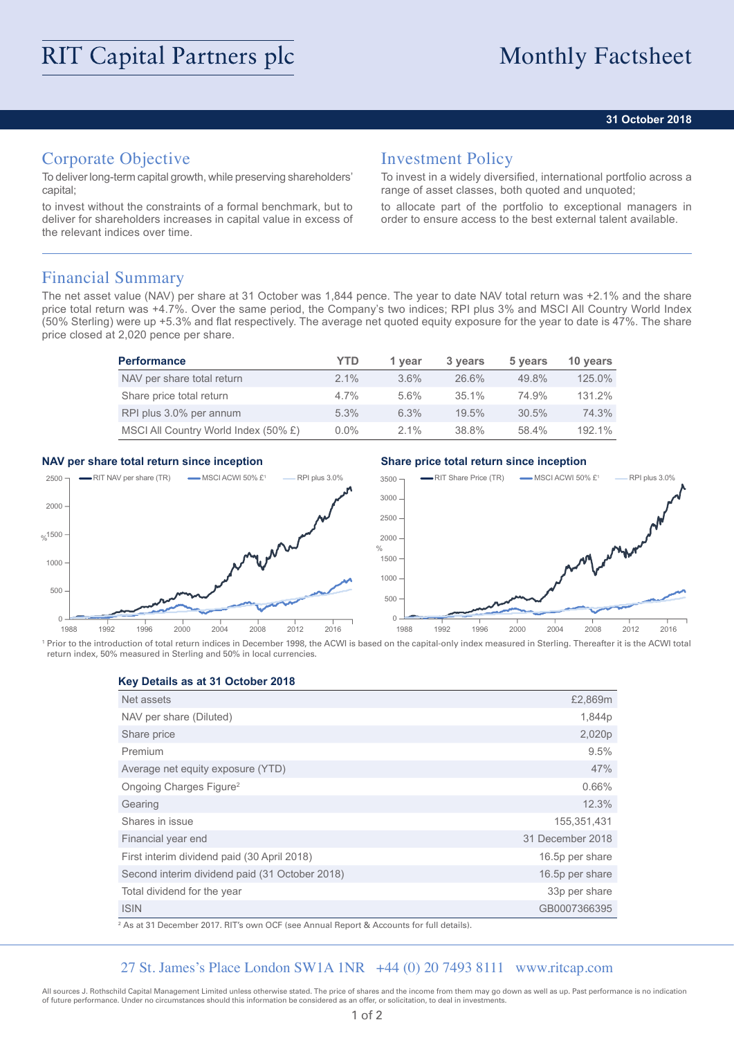# RIT Capital Partners plc

# Monthly Factsheet

**31 October 2018**

## Corporate Objective

To deliver long-term capital growth, while preserving shareholders' capital;

to invest without the constraints of a formal benchmark, but to deliver for shareholders increases in capital value in excess of the relevant indices over time.

## Investment Policy

To invest in a widely diversified, international portfolio across a range of asset classes, both quoted and unquoted;

to allocate part of the portfolio to exceptional managers in order to ensure access to the best external talent available.

## Financial Summary

The net asset value (NAV) per share at 31 October was 1,844 pence. The year to date NAV total return was +2.1% and the share price total return was +4.7%. Over the same period, the Company's two indices; RPI plus 3% and MSCI All Country World Index (50% Sterling) were up +5.3% and flat respectively. The average net quoted equity exposure for the year to date is 47%. The share price closed at 2,020 pence per share.

| Performance | YTD | 1 year | 3 years | 5 years | 10 years |
|---|---|---|---|---|---|
| NAV per share total return | 2.1% | 3.6% | 26.6% | 49.8% | 125.0% |
| Share price total return | 4.7% | 5.6% | 35.1% | 74.9% | 131.2% |
| RPI plus 3.0% per annum | 5.3% | 6.3% | 19.5% | 30.5% | 74.3% |
| MSCI All Country World Index (50% £) | 0.0% | 2.1% | 38.8% | 58.4% | 192.1% |

**NAV per share total return since inception**

**Share price total return since inception**

[1] Prior to the introduction of total return indices in December 1998, the ACWI is based on the capital-only index measured in Sterling. Thereafter it is the ACWI total return index, 50% measured in Sterling and 50% in local currencies.

| Key Details as at 31 October 2018 | |
|---|---|
| Net assets | £2,869m |
| NAV per share (Diluted) | 1,844p |
| Share price | 2,020p |
| Premium | 9.5% |
| Average net equity exposure (YTD) | 47% |
| Ongoing Charges Figure[2] | 0.66% |
| Gearing | 12.3% |
| Shares in issue | 155,351,431 |
| Financial year end | 31 December 2018 |
| First interim dividend paid (30 April 2018) | 16.5p per share |
| Second interim dividend paid (31 October 2018) | 16.5p per share |
| Total dividend for the year | 33p per share |
| ISIN | GB0007366395 |

[2] As at 31 December 2017. RIT's own OCF (see Annual Report & Accounts for full details).

27 St. James's Place London SW1A 1NR +44 (0) 20 7493 8111 www.ritcap.com

All sources J. Rothschild Capital Management Limited unless otherwise stated. The price of shares and the income from them may go down as well as up. Past performance is no indication of future performance. Under no circumstances should this information be considered as an offer, or solicitation, to deal in investments.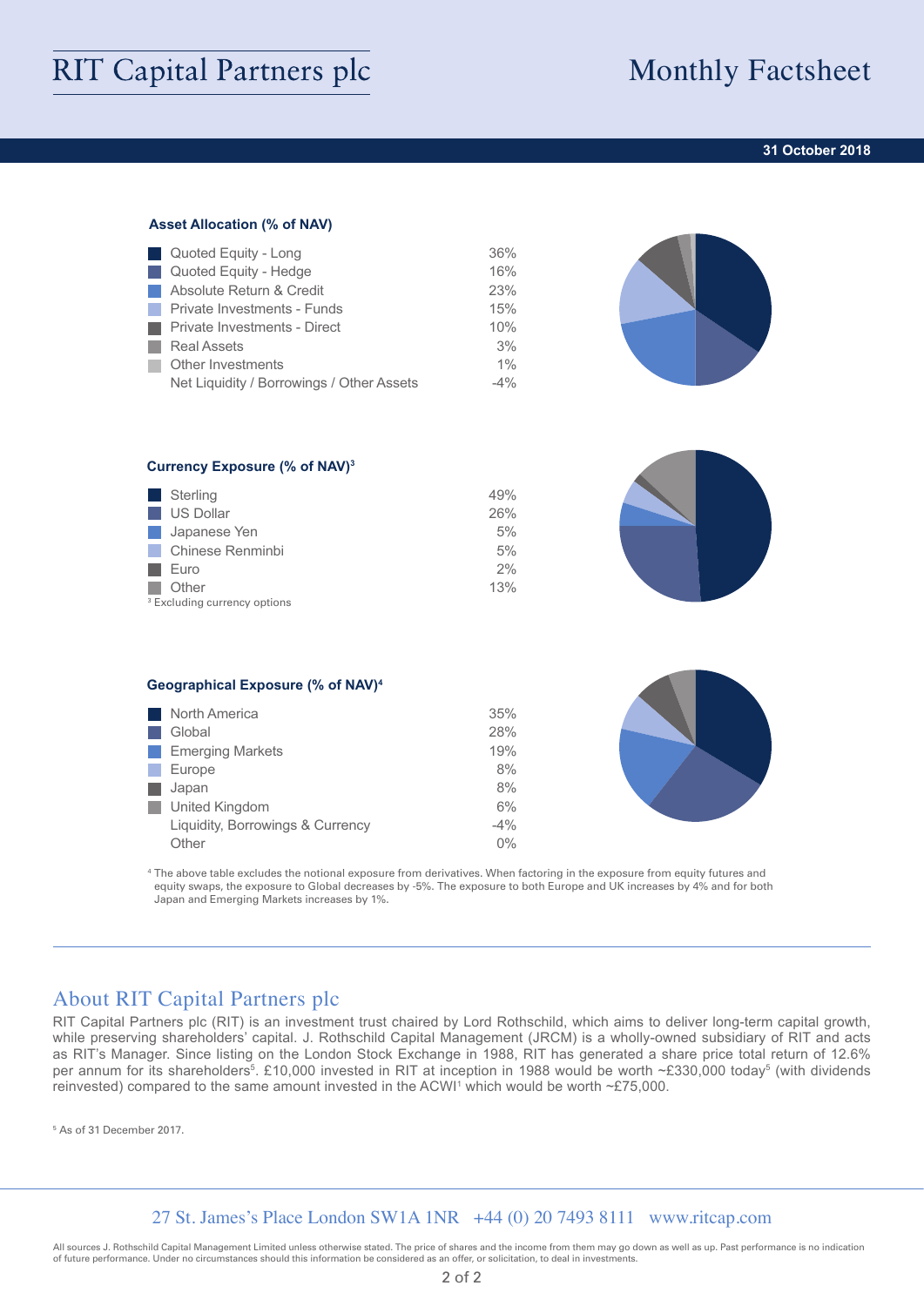# RIT Capital Partners plc

# Monthly Factsheet

**31 October 2018**

### Asset Allocation (% of NAV)

| | |
|---|---|
| Quoted Equity - Long | 36% |
| Quoted Equity - Hedge | 16% |
| Absolute Return & Credit | 23% |
| Private Investments - Funds | 15% |
| Private Investments - Direct | 10% |
| Real Assets | 3% |
| Other Investments | 1% |
| Net Liquidity / Borrowings / Other Assets | -4% |

### Currency Exposure (% of NAV)[3]

| | |
|---|---|
| Sterling | 49% |
| US Dollar | 26% |
| Japanese Yen | 5% |
| Chinese Renminbi | 5% |
| Euro | 2% |
| Other | 13% |

[3] Excluding currency options

### Geographical Exposure (% of NAV)[4]

| | |
|---|---|
| North America | 35% |
| Global | 28% |
| Emerging Markets | 19% |
| Europe | 8% |
| Japan | 8% |
| United Kingdom | 6% |
| Liquidity, Borrowings & Currency | -4% |
| Other | 0% |

[4] The above table excludes the notional exposure from derivatives. When factoring in the exposure from equity futures and equity swaps, the exposure to Global decreases by -5%. The exposure to both Europe and UK increases by 4% and for both Japan and Emerging Markets increases by 1%.

## About RIT Capital Partners plc

RIT Capital Partners plc (RIT) is an investment trust chaired by Lord Rothschild, which aims to deliver long-term capital growth, while preserving shareholders' capital. J. Rothschild Capital Management (JRCM) is a wholly-owned subsidiary of RIT and acts as RIT's Manager. Since listing on the London Stock Exchange in 1988, RIT has generated a share price total return of 12.6% per annum for its shareholders[5]. £10,000 invested in RIT at inception in 1988 would be worth ~£330,000 today[5] (with dividends reinvested) compared to the same amount invested in the ACWI[1] which would be worth ~£75,000.

[5] As of 31 December 2017.

27 St. James's Place London SW1A 1NR   +44 (0) 20 7493 8111   www.ritcap.com

All sources J. Rothschild Capital Management Limited unless otherwise stated. The price of shares and the income from them may go down as well as up. Past performance is no indication of future performance. Under no circumstances should this information be considered as an offer, or solicitation, to deal in investments.